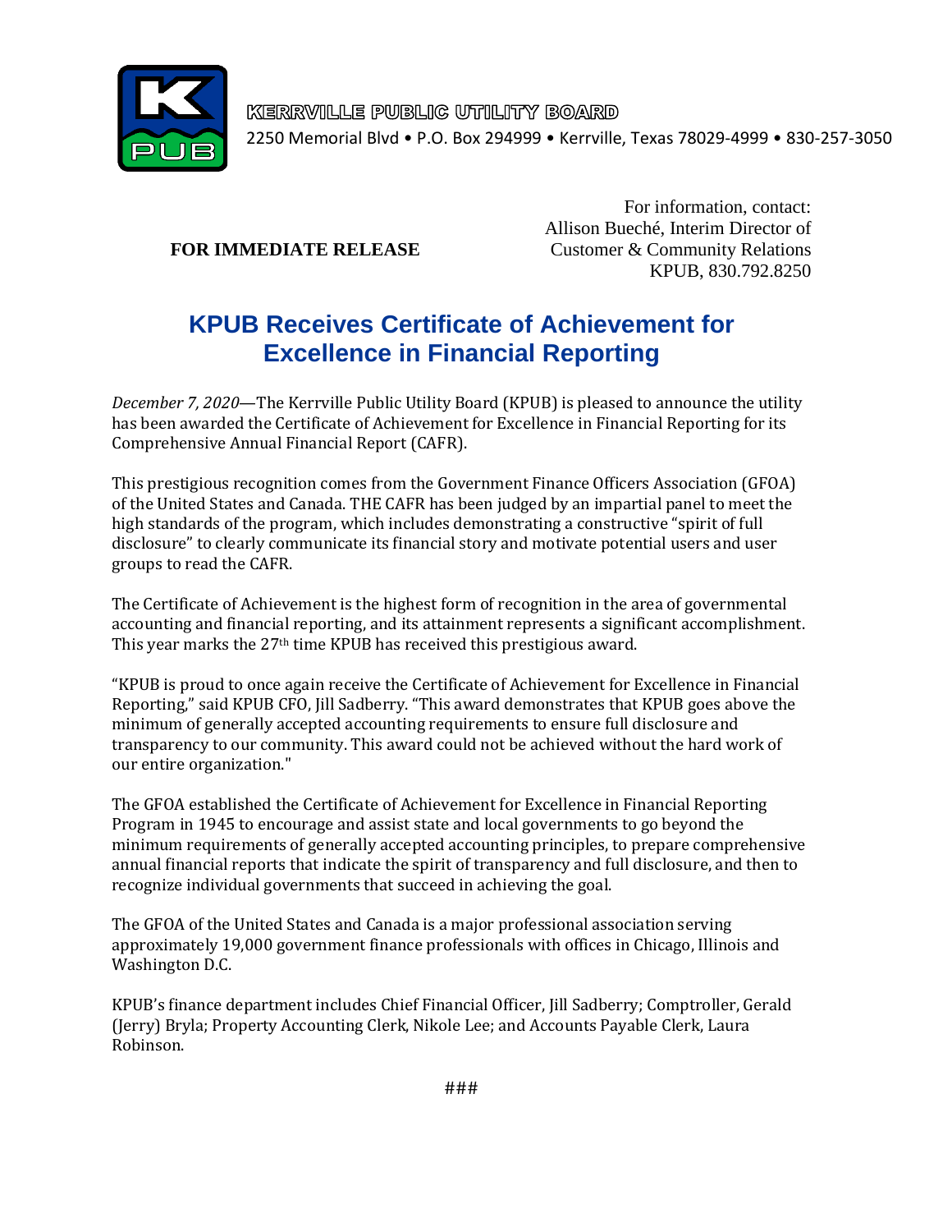KERRVILLE PUBLIC UTILITY BOARD

2250 Memorial Blvd • P.O. Box 294999 • Kerrville, Texas 78029-4999 • 830-257-3050

**FOR IMMEDIATE RELEASE**

For information, contact:
Allison Bueché, Interim Director of
Customer & Community Relations
KPUB, 830.792.8250

# KPUB Receives Certificate of Achievement for Excellence in Financial Reporting

*December 7, 2020*—The Kerrville Public Utility Board (KPUB) is pleased to announce the utility has been awarded the Certificate of Achievement for Excellence in Financial Reporting for its Comprehensive Annual Financial Report (CAFR).

This prestigious recognition comes from the Government Finance Officers Association (GFOA) of the United States and Canada. THE CAFR has been judged by an impartial panel to meet the high standards of the program, which includes demonstrating a constructive "spirit of full disclosure" to clearly communicate its financial story and motivate potential users and user groups to read the CAFR.

The Certificate of Achievement is the highest form of recognition in the area of governmental accounting and financial reporting, and its attainment represents a significant accomplishment. This year marks the 27th time KPUB has received this prestigious award.

"KPUB is proud to once again receive the Certificate of Achievement for Excellence in Financial Reporting," said KPUB CFO, Jill Sadberry. "This award demonstrates that KPUB goes above the minimum of generally accepted accounting requirements to ensure full disclosure and transparency to our community. This award could not be achieved without the hard work of our entire organization."

The GFOA established the Certificate of Achievement for Excellence in Financial Reporting Program in 1945 to encourage and assist state and local governments to go beyond the minimum requirements of generally accepted accounting principles, to prepare comprehensive annual financial reports that indicate the spirit of transparency and full disclosure, and then to recognize individual governments that succeed in achieving the goal.

The GFOA of the United States and Canada is a major professional association serving approximately 19,000 government finance professionals with offices in Chicago, Illinois and Washington D.C.

KPUB's finance department includes Chief Financial Officer, Jill Sadberry; Comptroller, Gerald (Jerry) Bryla; Property Accounting Clerk, Nikole Lee; and Accounts Payable Clerk, Laura Robinson.

###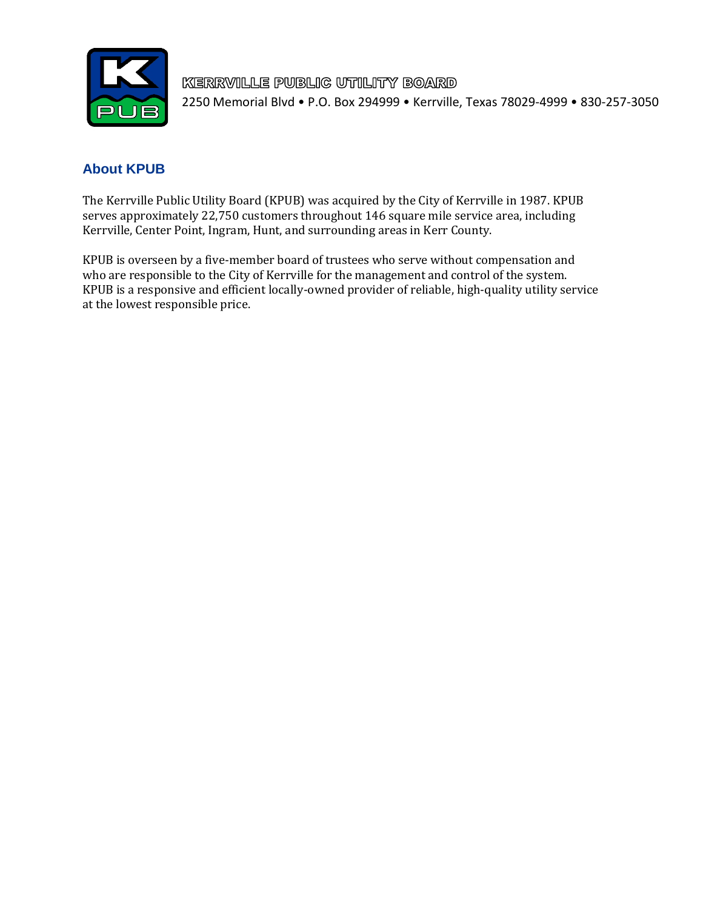**KERRVILLE PUBLIC UTILITY BOARD**

2250 Memorial Blvd • P.O. Box 294999 • Kerrville, Texas 78029-4999 • 830-257-3050

## About KPUB

The Kerrville Public Utility Board (KPUB) was acquired by the City of Kerrville in 1987. KPUB serves approximately 22,750 customers throughout 146 square mile service area, including Kerrville, Center Point, Ingram, Hunt, and surrounding areas in Kerr County.

KPUB is overseen by a five-member board of trustees who serve without compensation and who are responsible to the City of Kerrville for the management and control of the system. KPUB is a responsive and efficient locally-owned provider of reliable, high-quality utility service at the lowest responsible price.